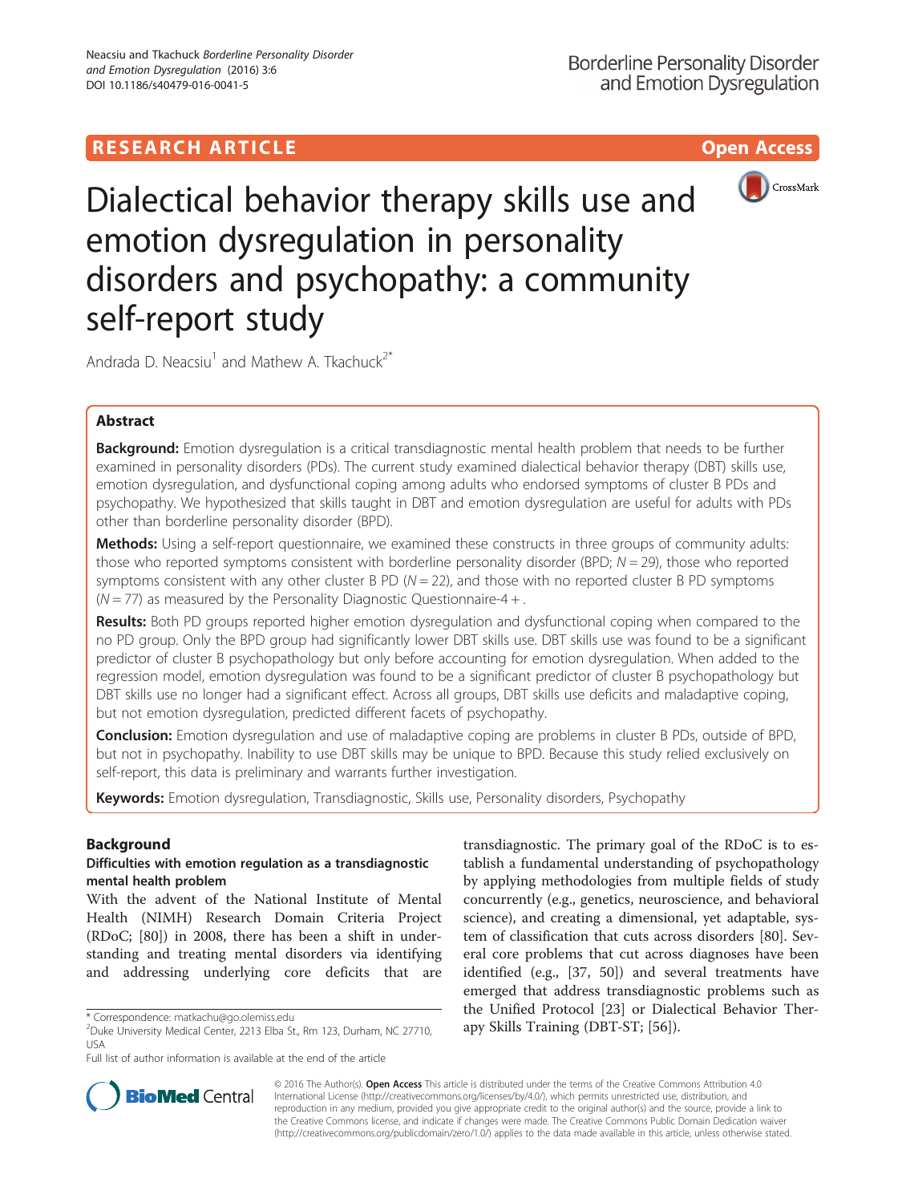RESEARCH ARTICLE

Open Access

# Dialectical behavior therapy skills use and emotion dysregulation in personality disorders and psychopathy: a community self-report study

Andrada D. Neacsiu[1] and Mathew A. Tkachuck[2*]

## Abstract

**Background:** Emotion dysregulation is a critical transdiagnostic mental health problem that needs to be further examined in personality disorders (PDs). The current study examined dialectical behavior therapy (DBT) skills use, emotion dysregulation, and dysfunctional coping among adults who endorsed symptoms of cluster B PDs and psychopathy. We hypothesized that skills taught in DBT and emotion dysregulation are useful for adults with PDs other than borderline personality disorder (BPD).

**Methods:** Using a self-report questionnaire, we examined these constructs in three groups of community adults: those who reported symptoms consistent with borderline personality disorder (BPD; $N = 29$), those who reported symptoms consistent with any other cluster B PD ($N = 22$), and those with no reported cluster B PD symptoms ($N = 77$) as measured by the Personality Diagnostic Questionnaire-4 + .

**Results:** Both PD groups reported higher emotion dysregulation and dysfunctional coping when compared to the no PD group. Only the BPD group had significantly lower DBT skills use. DBT skills use was found to be a significant predictor of cluster B psychopathology but only before accounting for emotion dysregulation. When added to the regression model, emotion dysregulation was found to be a significant predictor of cluster B psychopathology but DBT skills use no longer had a significant effect. Across all groups, DBT skills use deficits and maladaptive coping, but not emotion dysregulation, predicted different facets of psychopathy.

**Conclusion:** Emotion dysregulation and use of maladaptive coping are problems in cluster B PDs, outside of BPD, but not in psychopathy. Inability to use DBT skills may be unique to BPD. Because this study relied exclusively on self-report, this data is preliminary and warrants further investigation.

**Keywords:** Emotion dysregulation, Transdiagnostic, Skills use, Personality disorders, Psychopathy

## Background

### Difficulties with emotion regulation as a transdiagnostic mental health problem

With the advent of the National Institute of Mental Health (NIMH) Research Domain Criteria Project (RDoC; [80]) in 2008, there has been a shift in understanding and treating mental disorders via identifying and addressing underlying core deficits that are transdiagnostic. The primary goal of the RDoC is to establish a fundamental understanding of psychopathology by applying methodologies from multiple fields of study concurrently (e.g., genetics, neuroscience, and behavioral science), and creating a dimensional, yet adaptable, system of classification that cuts across disorders [80]. Several core problems that cut across diagnoses have been identified (e.g., [37, 50]) and several treatments have emerged that address transdiagnostic problems such as the Unified Protocol [23] or Dialectical Behavior Therapy Skills Training (DBT-ST; [56]).

\* Correspondence: matkachu@go.olemiss.edu
[2]Duke University Medical Center, 2213 Elba St., Rm 123, Durham, NC 27710, USA
Full list of author information is available at the end of the article

© 2016 The Author(s). **Open Access** This article is distributed under the terms of the Creative Commons Attribution 4.0 International License (http://creativecommons.org/licenses/by/4.0/), which permits unrestricted use, distribution, and reproduction in any medium, provided you give appropriate credit to the original author(s) and the source, provide a link to the Creative Commons license, and indicate if changes were made. The Creative Commons Public Domain Dedication waiver (http://creativecommons.org/publicdomain/zero/1.0/) applies to the data made available in this article, unless otherwise stated.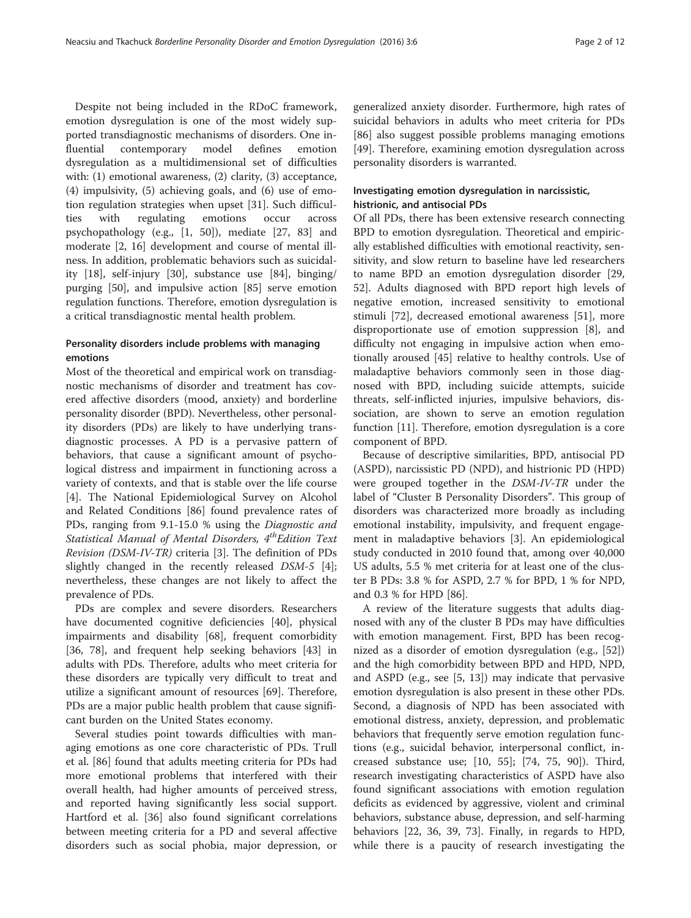Despite not being included in the RDoC framework, emotion dysregulation is one of the most widely supported transdiagnostic mechanisms of disorders. One influential contemporary model defines emotion dysregulation as a multidimensional set of difficulties with: (1) emotional awareness, (2) clarity, (3) acceptance, (4) impulsivity, (5) achieving goals, and (6) use of emotion regulation strategies when upset [31]. Such difficulties with regulating emotions occur across psychopathology (e.g., [1, 50]), mediate [27, 83] and moderate [2, 16] development and course of mental illness. In addition, problematic behaviors such as suicidality [18], self-injury [30], substance use [84], binging/purging [50], and impulsive action [85] serve emotion regulation functions. Therefore, emotion dysregulation is a critical transdiagnostic mental health problem.

### Personality disorders include problems with managing emotions

Most of the theoretical and empirical work on transdiagnostic mechanisms of disorder and treatment has covered affective disorders (mood, anxiety) and borderline personality disorder (BPD). Nevertheless, other personality disorders (PDs) are likely to have underlying transdiagnostic processes. A PD is a pervasive pattern of behaviors, that cause a significant amount of psychological distress and impairment in functioning across a variety of contexts, and that is stable over the life course [4]. The National Epidemiological Survey on Alcohol and Related Conditions [86] found prevalence rates of PDs, ranging from 9.1-15.0 % using the *Diagnostic and Statistical Manual of Mental Disorders, 4th Edition Text Revision (DSM-IV-TR)* criteria [3]. The definition of PDs slightly changed in the recently released *DSM-5* [4]; nevertheless, these changes are not likely to affect the prevalence of PDs.

PDs are complex and severe disorders. Researchers have documented cognitive deficiencies [40], physical impairments and disability [68], frequent comorbidity [36, 78], and frequent help seeking behaviors [43] in adults with PDs. Therefore, adults who meet criteria for these disorders are typically very difficult to treat and utilize a significant amount of resources [69]. Therefore, PDs are a major public health problem that cause significant burden on the United States economy.

Several studies point towards difficulties with managing emotions as one core characteristic of PDs. Trull et al. [86] found that adults meeting criteria for PDs had more emotional problems that interfered with their overall health, had higher amounts of perceived stress, and reported having significantly less social support. Hartford et al. [36] also found significant correlations between meeting criteria for a PD and several affective disorders such as social phobia, major depression, or generalized anxiety disorder. Furthermore, high rates of suicidal behaviors in adults who meet criteria for PDs [86] also suggest possible problems managing emotions [49]. Therefore, examining emotion dysregulation across personality disorders is warranted.

### Investigating emotion dysregulation in narcissistic, histrionic, and antisocial PDs

Of all PDs, there has been extensive research connecting BPD to emotion dysregulation. Theoretical and empirically established difficulties with emotional reactivity, sensitivity, and slow return to baseline have led researchers to name BPD an emotion dysregulation disorder [29, 52]. Adults diagnosed with BPD report high levels of negative emotion, increased sensitivity to emotional stimuli [72], decreased emotional awareness [51], more disproportionate use of emotion suppression [8], and difficulty not engaging in impulsive action when emotionally aroused [45] relative to healthy controls. Use of maladaptive behaviors commonly seen in those diagnosed with BPD, including suicide attempts, suicide threats, self-inflicted injuries, impulsive behaviors, dissociation, are shown to serve an emotion regulation function [11]. Therefore, emotion dysregulation is a core component of BPD.

Because of descriptive similarities, BPD, antisocial PD (ASPD), narcissistic PD (NPD), and histrionic PD (HPD) were grouped together in the *DSM-IV-TR* under the label of "Cluster B Personality Disorders". This group of disorders was characterized more broadly as including emotional instability, impulsivity, and frequent engagement in maladaptive behaviors [3]. An epidemiological study conducted in 2010 found that, among over 40,000 US adults, 5.5 % met criteria for at least one of the cluster B PDs: 3.8 % for ASPD, 2.7 % for BPD, 1 % for NPD, and 0.3 % for HPD [86].

A review of the literature suggests that adults diagnosed with any of the cluster B PDs may have difficulties with emotion management. First, BPD has been recognized as a disorder of emotion dysregulation (e.g., [52]) and the high comorbidity between BPD and HPD, NPD, and ASPD (e.g., see [5, 13]) may indicate that pervasive emotion dysregulation is also present in these other PDs. Second, a diagnosis of NPD has been associated with emotional distress, anxiety, depression, and problematic behaviors that frequently serve emotion regulation functions (e.g., suicidal behavior, interpersonal conflict, increased substance use; [10, 55]; [74, 75, 90]). Third, research investigating characteristics of ASPD have also found significant associations with emotion regulation deficits as evidenced by aggressive, violent and criminal behaviors, substance abuse, depression, and self-harming behaviors [22, 36, 39, 73]. Finally, in regards to HPD, while there is a paucity of research investigating the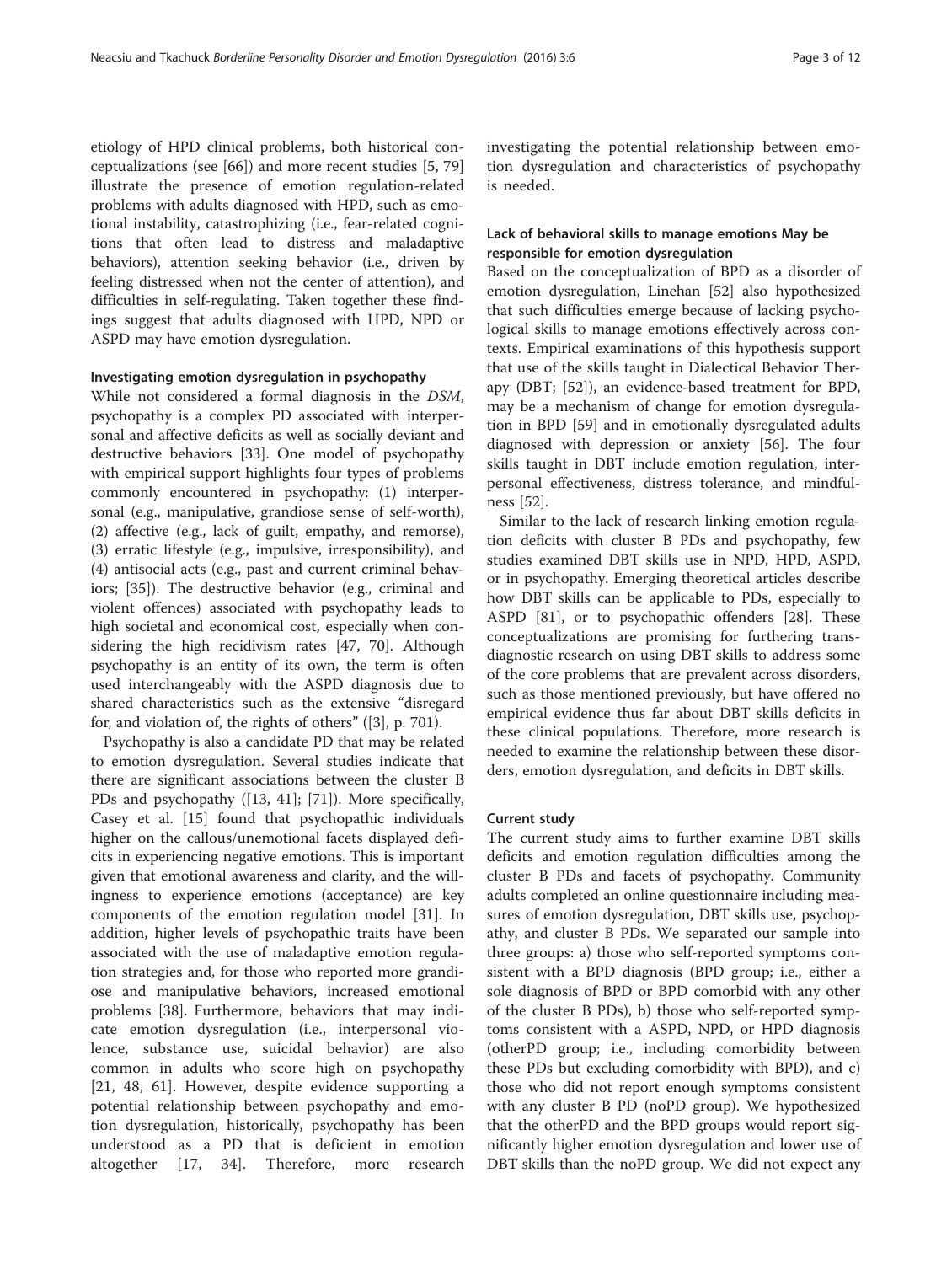etiology of HPD clinical problems, both historical conceptualizations (see [66]) and more recent studies [5, 79] illustrate the presence of emotion regulation-related problems with adults diagnosed with HPD, such as emotional instability, catastrophizing (i.e., fear-related cognitions that often lead to distress and maladaptive behaviors), attention seeking behavior (i.e., driven by feeling distressed when not the center of attention), and difficulties in self-regulating. Taken together these findings suggest that adults diagnosed with HPD, NPD or ASPD may have emotion dysregulation.

### Investigating emotion dysregulation in psychopathy

While not considered a formal diagnosis in the *DSM*, psychopathy is a complex PD associated with interpersonal and affective deficits as well as socially deviant and destructive behaviors [33]. One model of psychopathy with empirical support highlights four types of problems commonly encountered in psychopathy: (1) interpersonal (e.g., manipulative, grandiose sense of self-worth), (2) affective (e.g., lack of guilt, empathy, and remorse), (3) erratic lifestyle (e.g., impulsive, irresponsibility), and (4) antisocial acts (e.g., past and current criminal behaviors; [35]). The destructive behavior (e.g., criminal and violent offences) associated with psychopathy leads to high societal and economical cost, especially when considering the high recidivism rates [47, 70]. Although psychopathy is an entity of its own, the term is often used interchangeably with the ASPD diagnosis due to shared characteristics such as the extensive "disregard for, and violation of, the rights of others" ([3], p. 701).

Psychopathy is also a candidate PD that may be related to emotion dysregulation. Several studies indicate that there are significant associations between the cluster B PDs and psychopathy ([13, 41]; [71]). More specifically, Casey et al. [15] found that psychopathic individuals higher on the callous/unemotional facets displayed deficits in experiencing negative emotions. This is important given that emotional awareness and clarity, and the willingness to experience emotions (acceptance) are key components of the emotion regulation model [31]. In addition, higher levels of psychopathic traits have been associated with the use of maladaptive emotion regulation strategies and, for those who reported more grandiose and manipulative behaviors, increased emotional problems [38]. Furthermore, behaviors that may indicate emotion dysregulation (i.e., interpersonal violence, substance use, suicidal behavior) are also common in adults who score high on psychopathy [21, 48, 61]. However, despite evidence supporting a potential relationship between psychopathy and emotion dysregulation, historically, psychopathy has been understood as a PD that is deficient in emotion altogether [17, 34]. Therefore, more research investigating the potential relationship between emotion dysregulation and characteristics of psychopathy is needed.

### Lack of behavioral skills to manage emotions May be responsible for emotion dysregulation

Based on the conceptualization of BPD as a disorder of emotion dysregulation, Linehan [52] also hypothesized that such difficulties emerge because of lacking psychological skills to manage emotions effectively across contexts. Empirical examinations of this hypothesis support that use of the skills taught in Dialectical Behavior Therapy (DBT; [52]), an evidence-based treatment for BPD, may be a mechanism of change for emotion dysregulation in BPD [59] and in emotionally dysregulated adults diagnosed with depression or anxiety [56]. The four skills taught in DBT include emotion regulation, interpersonal effectiveness, distress tolerance, and mindfulness [52].

Similar to the lack of research linking emotion regulation deficits with cluster B PDs and psychopathy, few studies examined DBT skills use in NPD, HPD, ASPD, or in psychopathy. Emerging theoretical articles describe how DBT skills can be applicable to PDs, especially to ASPD [81], or to psychopathic offenders [28]. These conceptualizations are promising for furthering transdiagnostic research on using DBT skills to address some of the core problems that are prevalent across disorders, such as those mentioned previously, but have offered no empirical evidence thus far about DBT skills deficits in these clinical populations. Therefore, more research is needed to examine the relationship between these disorders, emotion dysregulation, and deficits in DBT skills.

## Current study

The current study aims to further examine DBT skills deficits and emotion regulation difficulties among the cluster B PDs and facets of psychopathy. Community adults completed an online questionnaire including measures of emotion dysregulation, DBT skills use, psychopathy, and cluster B PDs. We separated our sample into three groups: a) those who self-reported symptoms consistent with a BPD diagnosis (BPD group; i.e., either a sole diagnosis of BPD or BPD comorbid with any other of the cluster B PDs), b) those who self-reported symptoms consistent with a ASPD, NPD, or HPD diagnosis (otherPD group; i.e., including comorbidity between these PDs but excluding comorbidity with BPD), and c) those who did not report enough symptoms consistent with any cluster B PD (noPD group). We hypothesized that the otherPD and the BPD groups would report significantly higher emotion dysregulation and lower use of DBT skills than the noPD group. We did not expect any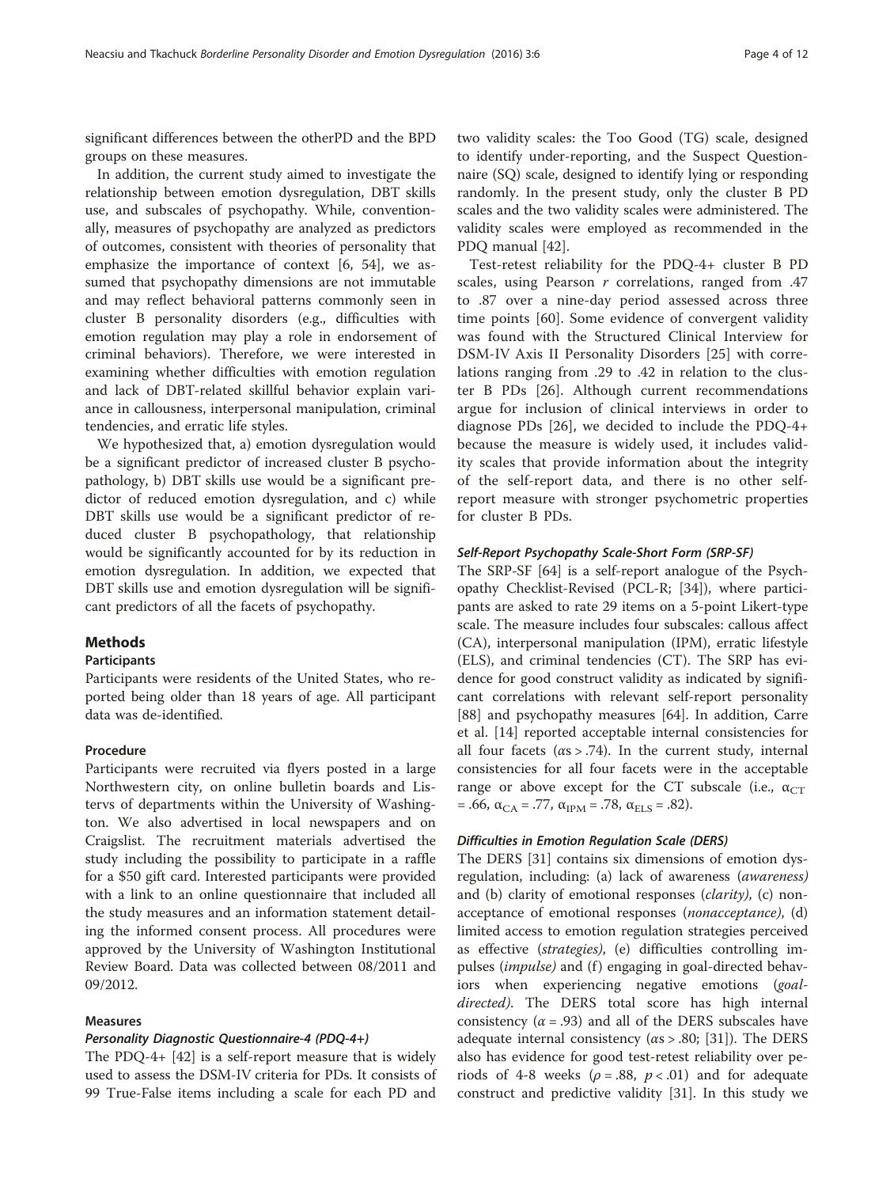significant differences between the otherPD and the BPD groups on these measures.

In addition, the current study aimed to investigate the relationship between emotion dysregulation, DBT skills use, and subscales of psychopathy. While, conventionally, measures of psychopathy are analyzed as predictors of outcomes, consistent with theories of personality that emphasize the importance of context [6, 54], we assumed that psychopathy dimensions are not immutable and may reflect behavioral patterns commonly seen in cluster B personality disorders (e.g., difficulties with emotion regulation may play a role in endorsement of criminal behaviors). Therefore, we were interested in examining whether difficulties with emotion regulation and lack of DBT-related skillful behavior explain variance in callousness, interpersonal manipulation, criminal tendencies, and erratic life styles.

We hypothesized that, a) emotion dysregulation would be a significant predictor of increased cluster B psychopathology, b) DBT skills use would be a significant predictor of reduced emotion dysregulation, and c) while DBT skills use would be a significant predictor of reduced cluster B psychopathology, that relationship would be significantly accounted for by its reduction in emotion dysregulation. In addition, we expected that DBT skills use and emotion dysregulation will be significant predictors of all the facets of psychopathy.

## Methods

### Participants

Participants were residents of the United States, who reported being older than 18 years of age. All participant data was de-identified.

### Procedure

Participants were recruited via flyers posted in a large Northwestern city, on online bulletin boards and Listervs of departments within the University of Washington. We also advertised in local newspapers and on Craigslist. The recruitment materials advertised the study including the possibility to participate in a raffle for a $50 gift card. Interested participants were provided with a link to an online questionnaire that included all the study measures and an information statement detailing the informed consent process. All procedures were approved by the University of Washington Institutional Review Board. Data was collected between 08/2011 and 09/2012.

### Measures

#### *Personality Diagnostic Questionnaire-4 (PDQ-4+)*

The PDQ-4+ [42] is a self-report measure that is widely used to assess the DSM-IV criteria for PDs. It consists of 99 True-False items including a scale for each PD and two validity scales: the Too Good (TG) scale, designed to identify under-reporting, and the Suspect Questionnaire (SQ) scale, designed to identify lying or responding randomly. In the present study, only the cluster B PD scales and the two validity scales were administered. The validity scales were employed as recommended in the PDQ manual [42].

Test-retest reliability for the PDQ-4+ cluster B PD scales, using Pearson *r* correlations, ranged from .47 to .87 over a nine-day period assessed across three time points [60]. Some evidence of convergent validity was found with the Structured Clinical Interview for DSM-IV Axis II Personality Disorders [25] with correlations ranging from .29 to .42 in relation to the cluster B PDs [26]. Although current recommendations argue for inclusion of clinical interviews in order to diagnose PDs [26], we decided to include the PDQ-4+ because the measure is widely used, it includes validity scales that provide information about the integrity of the self-report data, and there is no other self-report measure with stronger psychometric properties for cluster B PDs.

#### *Self-Report Psychopathy Scale-Short Form (SRP-SF)*

The SRP-SF [64] is a self-report analogue of the Psychopathy Checklist-Revised (PCL-R; [34]), where participants are asked to rate 29 items on a 5-point Likert-type scale. The measure includes four subscales: callous affect (CA), interpersonal manipulation (IPM), erratic lifestyle (ELS), and criminal tendencies (CT). The SRP has evidence for good construct validity as indicated by significant correlations with relevant self-report personality [88] and psychopathy measures [64]. In addition, Carre et al. [14] reported acceptable internal consistencies for all four facets ($\alpha$s > .74). In the current study, internal consistencies for all four facets were in the acceptable range or above except for the CT subscale (i.e., $\alpha_{CT}$ = .66, $\alpha_{CA}$ = .77, $\alpha_{IPM}$ = .78, $\alpha_{ELS}$ = .82).

#### *Difficulties in Emotion Regulation Scale (DERS)*

The DERS [31] contains six dimensions of emotion dysregulation, including: (a) lack of awareness (*awareness*) and (b) clarity of emotional responses (*clarity*), (c) nonacceptance of emotional responses (*nonacceptance*), (d) limited access to emotion regulation strategies perceived as effective (*strategies*), (e) difficulties controlling impulses (*impulse*) and (f) engaging in goal-directed behaviors when experiencing negative emotions (*goal-directed*). The DERS total score has high internal consistency ($\alpha$ = .93) and all of the DERS subscales have adequate internal consistency ($\alpha$s > .80; [31]). The DERS also has evidence for good test-retest reliability over periods of 4-8 weeks ($\rho$ = .88, $p$ < .01) and for adequate construct and predictive validity [31]. In this study we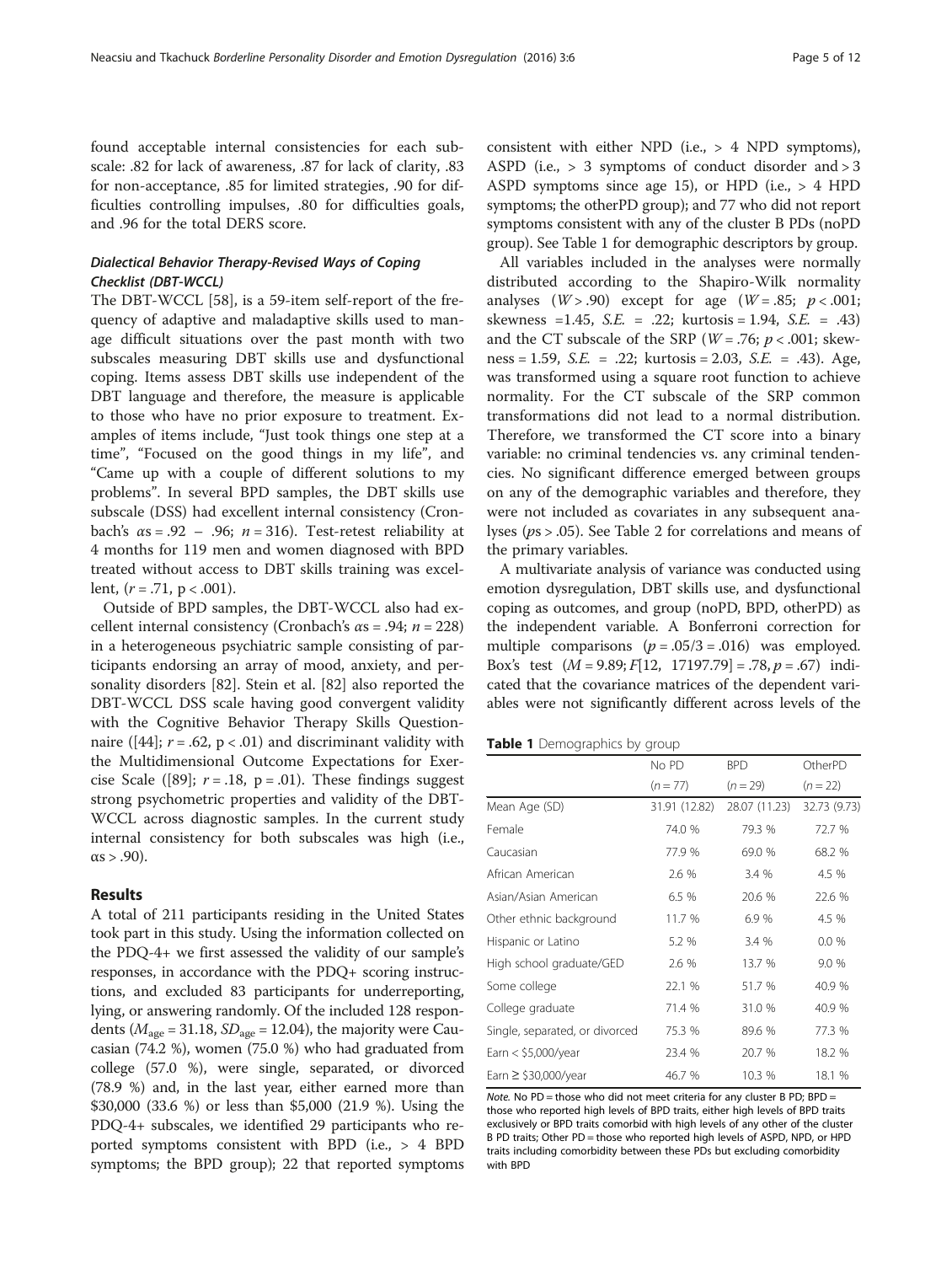found acceptable internal consistencies for each subscale: .82 for lack of awareness, .87 for lack of clarity, .83 for non-acceptance, .85 for limited strategies, .90 for difficulties controlling impulses, .80 for difficulties goals, and .96 for the total DERS score.

### *Dialectical Behavior Therapy-Revised Ways of Coping Checklist (DBT-WCCL)*

The DBT-WCCL [58], is a 59-item self-report of the frequency of adaptive and maladaptive skills used to manage difficult situations over the past month with two subscales measuring DBT skills use and dysfunctional coping. Items assess DBT skills use independent of the DBT language and therefore, the measure is applicable to those who have no prior exposure to treatment. Examples of items include, "Just took things one step at a time", "Focused on the good things in my life", and "Came up with a couple of different solutions to my problems". In several BPD samples, the DBT skills use subscale (DSS) had excellent internal consistency (Cronbach's $\alpha s = .92 - .96$; $n = 316$). Test-retest reliability at 4 months for 119 men and women diagnosed with BPD treated without access to DBT skills training was excellent, ($r = .71$, $p < .001$).

Outside of BPD samples, the DBT-WCCL also had excellent internal consistency (Cronbach's $\alpha s = .94$; $n = 228$) in a heterogeneous psychiatric sample consisting of participants endorsing an array of mood, anxiety, and personality disorders [82]. Stein et al. [82] also reported the DBT-WCCL DSS scale having good convergent validity with the Cognitive Behavior Therapy Skills Questionnaire ([44]; $r = .62$, $p < .01$) and discriminant validity with the Multidimensional Outcome Expectations for Exercise Scale ([89]; $r = .18$, $p = .01$). These findings suggest strong psychometric properties and validity of the DBT-WCCL across diagnostic samples. In the current study internal consistency for both subscales was high (i.e., $\alpha s > .90$).

## Results

A total of 211 participants residing in the United States took part in this study. Using the information collected on the PDQ-4+ we first assessed the validity of our sample's responses, in accordance with the PDQ+ scoring instructions, and excluded 83 participants for underreporting, lying, or answering randomly. Of the included 128 respondents ($M_{age} = 31.18$, $SD_{age} = 12.04$), the majority were Caucasian (74.2 %), women (75.0 %) who had graduated from college (57.0 %), were single, separated, or divorced (78.9 %) and, in the last year, either earned more than \$30,000 (33.6 %) or less than \$5,000 (21.9 %). Using the PDQ-4+ subscales, we identified 29 participants who reported symptoms consistent with BPD (i.e., > 4 BPD symptoms; the BPD group); 22 that reported symptoms consistent with either NPD (i.e., > 4 NPD symptoms), ASPD (i.e., > 3 symptoms of conduct disorder and > 3 ASPD symptoms since age 15), or HPD (i.e., > 4 HPD symptoms; the otherPD group); and 77 who did not report symptoms consistent with any of the cluster B PDs (noPD group). See Table 1 for demographic descriptors by group.

All variables included in the analyses were normally distributed according to the Shapiro-Wilk normality analyses ($W > .90$) except for age ($W = .85$; $p < .001$; skewness = 1.45, *S.E.* = .22; kurtosis = 1.94, *S.E.* = .43) and the CT subscale of the SRP ($W = .76$; $p < .001$; skewness = 1.59, *S.E.* = .22; kurtosis = 2.03, *S.E.* = .43). Age, was transformed using a square root function to achieve normality. For the CT subscale of the SRP common transformations did not lead to a normal distribution. Therefore, we transformed the CT score into a binary variable: no criminal tendencies vs. any criminal tendencies. No significant difference emerged between groups on any of the demographic variables and therefore, they were not included as covariates in any subsequent analyses ($ps > .05$). See Table 2 for correlations and means of the primary variables.

A multivariate analysis of variance was conducted using emotion dysregulation, DBT skills use, and dysfunctional coping as outcomes, and group (noPD, BPD, otherPD) as the independent variable. A Bonferroni correction for multiple comparisons ($p = .05/3 = .016$) was employed. Box's test ($M = 9.89$; $F[12, 17197.79] = .78$, $p = .67$) indicated that the covariance matrices of the dependent variables were not significantly different across levels of the

**Table 1** Demographics by group

| | No PD | BPD | OtherPD |
|---|---|---|---|
| | ($n = 77$) | ($n = 29$) | ($n = 22$) |
| Mean Age (SD) | 31.91 (12.82) | 28.07 (11.23) | 32.73 (9.73) |
| Female | 74.0 % | 79.3 % | 72.7 % |
| Caucasian | 77.9 % | 69.0 % | 68.2 % |
| African American | 2.6 % | 3.4 % | 4.5 % |
| Asian/Asian American | 6.5 % | 20.6 % | 22.6 % |
| Other ethnic background | 11.7 % | 6.9 % | 4.5 % |
| Hispanic or Latino | 5.2 % | 3.4 % | 0.0 % |
| High school graduate/GED | 2.6 % | 13.7 % | 9.0 % |
| Some college | 22.1 % | 51.7 % | 40.9 % |
| College graduate | 71.4 % | 31.0 % | 40.9 % |
| Single, separated, or divorced | 75.3 % | 89.6 % | 77.3 % |
| Earn < \$5,000/year | 23.4 % | 20.7 % | 18.2 % |
| Earn ≥ \$30,000/year | 46.7 % | 10.3 % | 18.1 % |

*Note.* No PD = those who did not meet criteria for any cluster B PD; BPD = those who reported high levels of BPD traits, either high levels of BPD traits exclusively or BPD traits comorbid with high levels of any other of the cluster B PD traits; Other PD = those who reported high levels of ASPD, NPD, or HPD traits including comorbidity between these PDs but excluding comorbidity with BPD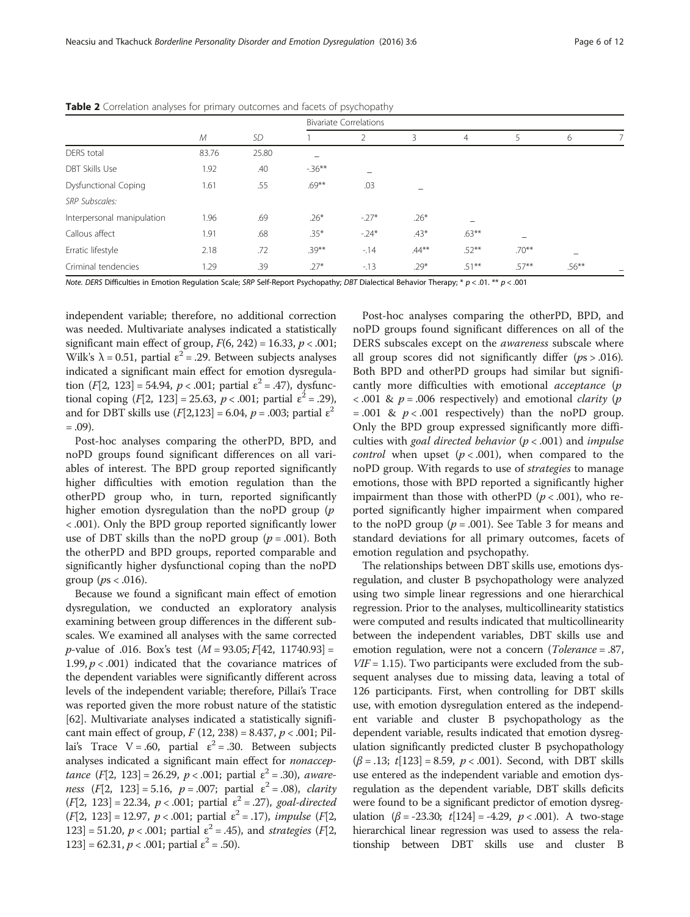**Table 2** Correlation analyses for primary outcomes and facets of psychopathy

| | *M* | *SD* | Bivariate Correlations | | | | | | |
|---|---|---|---|---|---|---|---|---|---|
| | | | 1 | 2 | 3 | 4 | 5 | 6 | 7 |
| DERS total | 83.76 | 25.80 | – | | | | | | |
| DBT Skills Use | 1.92 | .40 | -.36** | – | | | | | |
| Dysfunctional Coping | 1.61 | .55 | .69** | .03 | – | | | | |
| *SRP Subscales:* | | | | | | | | | |
| Interpersonal manipulation | 1.96 | .69 | .26* | -.27* | .26* | – | | | |
| Callous affect | 1.91 | .68 | .35* | -.24* | .43* | .63** | – | | |
| Erratic lifestyle | 2.18 | .72 | .39** | -.14 | .44** | .52** | .70** | – | |
| Criminal tendencies | 1.29 | .39 | .27* | -.13 | .29* | .51** | .57** | .56** | – |

*Note. DERS* Difficulties in Emotion Regulation Scale; *SRP* Self-Report Psychopathy; *DBT* Dialectical Behavior Therapy; * $p < .01$. ** $p < .001$

independent variable; therefore, no additional correction was needed. Multivariate analyses indicated a statistically significant main effect of group, $F(6, 242) = 16.33$, $p < .001$; Wilk's $\lambda = 0.51$, partial $\varepsilon^2 = .29$. Between subjects analyses indicated a significant main effect for emotion dysregulation ($F[2, 123] = 54.94$, $p < .001$; partial $\varepsilon^2 = .47$), dysfunctional coping ($F[2, 123] = 25.63$, $p < .001$; partial $\varepsilon^2 = .29$), and for DBT skills use ($F[2,123] = 6.04$, $p = .003$; partial $\varepsilon^2 = .09$).

Post-hoc analyses comparing the otherPD, BPD, and noPD groups found significant differences on all variables of interest. The BPD group reported significantly higher difficulties with emotion regulation than the otherPD group who, in turn, reported significantly higher emotion dysregulation than the noPD group ($p < .001$). Only the BPD group reported significantly lower use of DBT skills than the noPD group ($p = .001$). Both the otherPD and BPD groups, reported comparable and significantly higher dysfunctional coping than the noPD group ($p$s $< .016$).

Because we found a significant main effect of emotion dysregulation, we conducted an exploratory analysis examining between group differences in the different subscales. We examined all analyses with the same corrected *p*-value of .016. Box's test ($M = 93.05$; $F[42, 11740.93] = 1.99, p < .001$) indicated that the covariance matrices of the dependent variables were significantly different across levels of the independent variable; therefore, Pillai's Trace was reported given the more robust nature of the statistic [62]. Multivariate analyses indicated a statistically significant main effect of group, $F(12, 238) = 8.437$, $p < .001$; Pillai's Trace $V = .60$, partial $\varepsilon^2 = .30$. Between subjects analyses indicated a significant main effect for *nonacceptance* ($F[2, 123] = 26.29$, $p < .001$; partial $\varepsilon^2 = .30$), *awareness* ($F[2, 123] = 5.16$, $p = .007$; partial $\varepsilon^2 = .08$), *clarity* ($F[2, 123] = 22.34$, $p < .001$; partial $\varepsilon^2 = .27$), *goal-directed* ($F[2, 123] = 12.97$, $p < .001$; partial $\varepsilon^2 = .17$), *impulse* ($F[2, 123] = 51.20$, $p < .001$; partial $\varepsilon^2 = .45$), and *strategies* ($F[2, 123] = 62.31$, $p < .001$; partial $\varepsilon^2 = .50$).

Post-hoc analyses comparing the otherPD, BPD, and noPD groups found significant differences on all of the DERS subscales except on the *awareness* subscale where all group scores did not significantly differ ($p$s $> .016$). Both BPD and otherPD groups had similar but significantly more difficulties with emotional *acceptance* ($p < .001$ & $p = .006$ respectively) and emotional *clarity* ($p = .001$ & $p < .001$ respectively) than the noPD group. Only the BPD group expressed significantly more difficulties with *goal directed behavior* ($p < .001$) and *impulse control* when upset ($p < .001$), when compared to the noPD group. With regards to use of *strategies* to manage emotions, those with BPD reported a significantly higher impairment than those with otherPD ($p < .001$), who reported significantly higher impairment when compared to the noPD group ($p = .001$). See Table 3 for means and standard deviations for all primary outcomes, facets of emotion regulation and psychopathy.

The relationships between DBT skills use, emotions dysregulation, and cluster B psychopathology were analyzed using two simple linear regressions and one hierarchical regression. Prior to the analyses, multicollinearity statistics were computed and results indicated that multicollinearity between the independent variables, DBT skills use and emotion regulation, were not a concern (*Tolerance* = .87, *VIF* = 1.15). Two participants were excluded from the subsequent analyses due to missing data, leaving a total of 126 participants. First, when controlling for DBT skills use, with emotion dysregulation entered as the independent variable and cluster B psychopathology as the dependent variable, results indicated that emotion dysregulation significantly predicted cluster B psychopathology ($\beta = .13$; $t[123] = 8.59$, $p < .001$). Second, with DBT skills use entered as the independent variable and emotion dysregulation as the dependent variable, DBT skills deficits were found to be a significant predictor of emotion dysregulation ($\beta = -23.30$; $t[124] = -4.29$, $p < .001$). A two-stage hierarchical linear regression was used to assess the relationship between DBT skills use and cluster B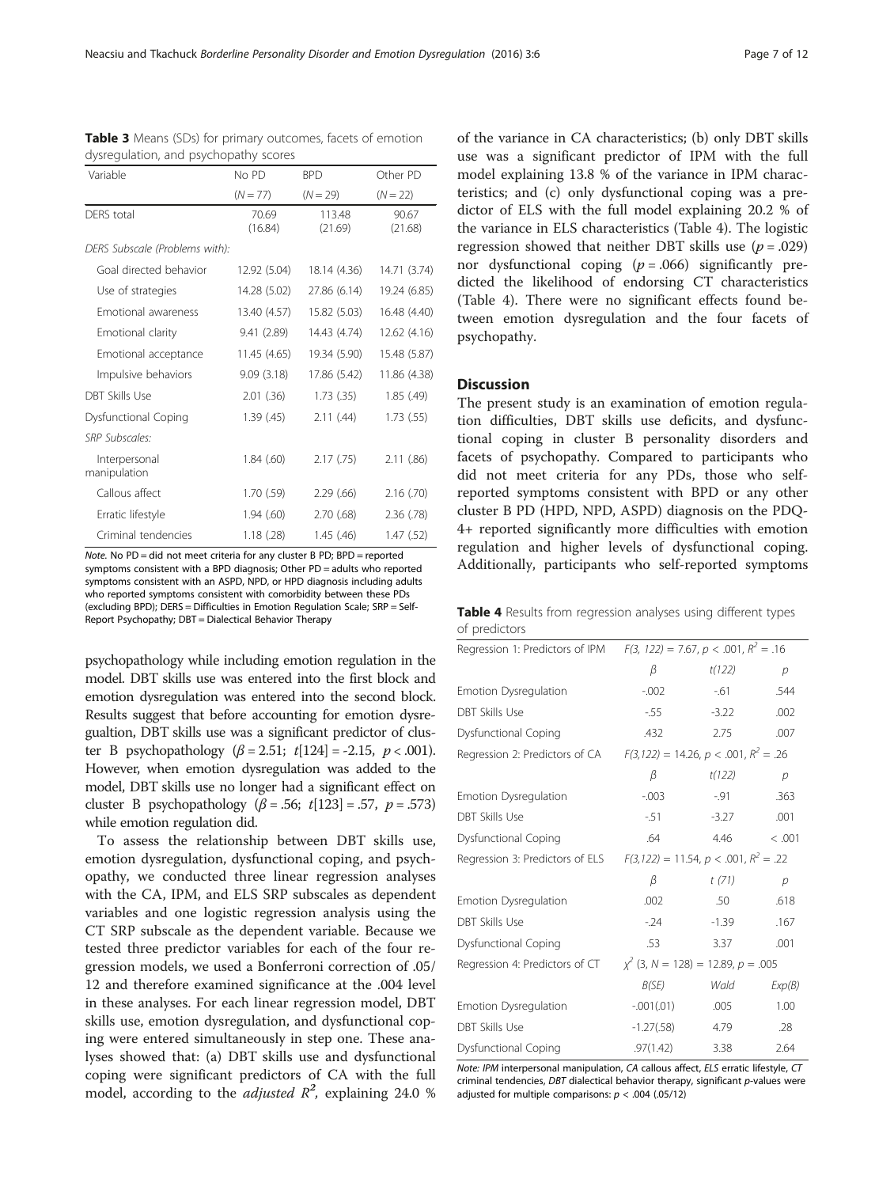**Table 3** Means (SDs) for primary outcomes, facets of emotion dysregulation, and psychopathy scores

| Variable | No PD | BPD | Other PD |
|---|---|---|---|
| | ($N = 77$) | ($N = 29$) | ($N = 22$) |
| DERS total | 70.69 (16.84) | 113.48 (21.69) | 90.67 (21.68) |
| *DERS Subscale (Problems with):* | | | |
| Goal directed behavior | 12.92 (5.04) | 18.14 (4.36) | 14.71 (3.74) |
| Use of strategies | 14.28 (5.02) | 27.86 (6.14) | 19.24 (6.85) |
| Emotional awareness | 13.40 (4.57) | 15.82 (5.03) | 16.48 (4.40) |
| Emotional clarity | 9.41 (2.89) | 14.43 (4.74) | 12.62 (4.16) |
| Emotional acceptance | 11.45 (4.65) | 19.34 (5.90) | 15.48 (5.87) |
| Impulsive behaviors | 9.09 (3.18) | 17.86 (5.42) | 11.86 (4.38) |
| DBT Skills Use | 2.01 (.36) | 1.73 (.35) | 1.85 (.49) |
| Dysfunctional Coping | 1.39 (.45) | 2.11 (.44) | 1.73 (.55) |
| *SRP Subscales:* | | | |
| Interpersonal manipulation | 1.84 (.60) | 2.17 (.75) | 2.11 (.86) |
| Callous affect | 1.70 (.59) | 2.29 (.66) | 2.16 (.70) |
| Erratic lifestyle | 1.94 (.60) | 2.70 (.68) | 2.36 (.78) |
| Criminal tendencies | 1.18 (.28) | 1.45 (.46) | 1.47 (.52) |

*Note.* No PD = did not meet criteria for any cluster B PD; BPD = reported symptoms consistent with a BPD diagnosis; Other PD = adults who reported symptoms consistent with an ASPD, NPD, or HPD diagnosis including adults who reported symptoms consistent with comorbidity between these PDs (excluding BPD); DERS = Difficulties in Emotion Regulation Scale; SRP = Self-Report Psychopathy; DBT = Dialectical Behavior Therapy

psychopathology while including emotion regulation in the model. DBT skills use was entered into the first block and emotion dysregulation was entered into the second block. Results suggest that before accounting for emotion dysregualtion, DBT skills use was a significant predictor of cluster B psychopathology ($\beta = 2.51$; $t[124] = -2.15$, $p < .001$). However, when emotion dysregulation was added to the model, DBT skills use no longer had a significant effect on cluster B psychopathology ($\beta = .56$; $t[123] = .57$, $p = .573$) while emotion regulation did.

To assess the relationship between DBT skills use, emotion dysregulation, dysfunctional coping, and psychopathy, we conducted three linear regression analyses with the CA, IPM, and ELS SRP subscales as dependent variables and one logistic regression analysis using the CT SRP subscale as the dependent variable. Because we tested three predictor variables for each of the four regression models, we used a Bonferroni correction of .05/12 and therefore examined significance at the .004 level in these analyses. For each linear regression model, DBT skills use, emotion dysregulation, and dysfunctional coping were entered simultaneously in step one. These analyses showed that: (a) DBT skills use and dysfunctional coping were significant predictors of CA with the full model, according to the *adjusted* $R^2$, explaining 24.0 % of the variance in CA characteristics; (b) only DBT skills use was a significant predictor of IPM with the full model explaining 13.8 % of the variance in IPM characteristics; and (c) only dysfunctional coping was a predictor of ELS with the full model explaining 20.2 % of the variance in ELS characteristics (Table 4). The logistic regression showed that neither DBT skills use ($p = .029$) nor dysfunctional coping ($p = .066$) significantly predicted the likelihood of endorsing CT characteristics (Table 4). There were no significant effects found between emotion dysregulation and the four facets of psychopathy.

## Discussion

The present study is an examination of emotion regulation difficulties, DBT skills use deficits, and dysfunctional coping in cluster B personality disorders and facets of psychopathy. Compared to participants who did not meet criteria for any PDs, those who self-reported symptoms consistent with BPD or any other cluster B PD (HPD, NPD, ASPD) diagnosis on the PDQ-4+ reported significantly more difficulties with emotion regulation and higher levels of dysfunctional coping. Additionally, participants who self-reported symptoms

**Table 4** Results from regression analyses using different types of predictors

| Regression 1: Predictors of IPM | $F(3, 122) = 7.67$, $p < .001$, $R^2 = .16$ | | |
|---|---|---|---|
| | $\beta$ | $t(122)$ | $p$ |
| Emotion Dysregulation | -.002 | -.61 | .544 |
| DBT Skills Use | -.55 | -3.22 | .002 |
| Dysfunctional Coping | .432 | 2.75 | .007 |
| Regression 2: Predictors of CA | $F(3,122) = 14.26$, $p < .001$, $R^2 = .26$ | | |
| | $\beta$ | $t(122)$ | $p$ |
| Emotion Dysregulation | -.003 | -.91 | .363 |
| DBT Skills Use | -.51 | -3.27 | .001 |
| Dysfunctional Coping | .64 | 4.46 | < .001 |
| Regression 3: Predictors of ELS | $F(3,122) = 11.54$, $p < .001$, $R^2 = .22$ | | |
| | $\beta$ | $t\ (71)$ | $p$ |
| Emotion Dysregulation | .002 | .50 | .618 |
| DBT Skills Use | -.24 | -1.39 | .167 |
| Dysfunctional Coping | .53 | 3.37 | .001 |
| Regression 4: Predictors of CT | $\chi^2$ (3, $N = 128$) = 12.89, $p = .005$ | | |
| | $B(SE)$ | $Wald$ | $Exp(B)$ |
| Emotion Dysregulation | -.001(.01) | .005 | 1.00 |
| DBT Skills Use | -1.27(.58) | 4.79 | .28 |
| Dysfunctional Coping | .97(1.42) | 3.38 | 2.64 |

*Note: IPM* interpersonal manipulation, *CA* callous affect, *ELS* erratic lifestyle, *CT* criminal tendencies, *DBT* dialectical behavior therapy, significant *p*-values were adjusted for multiple comparisons: $p < .004$ (.05/12)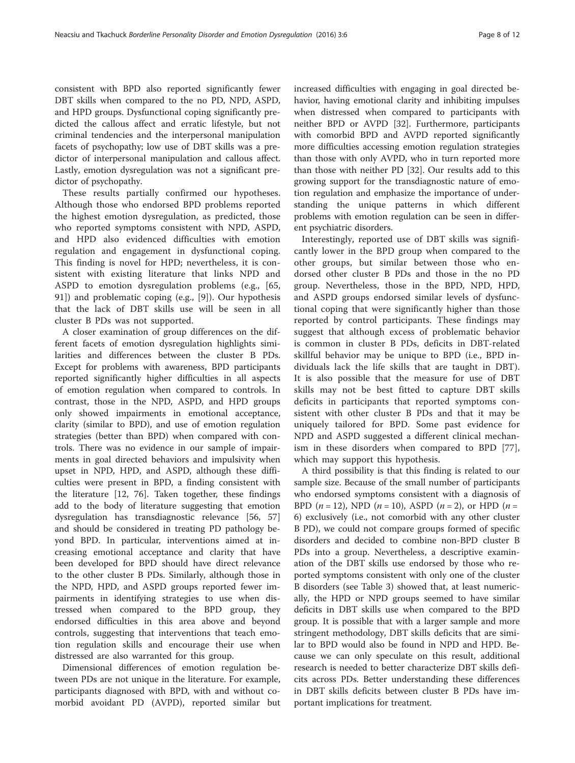consistent with BPD also reported significantly fewer DBT skills when compared to the no PD, NPD, ASPD, and HPD groups. Dysfunctional coping significantly predicted the callous affect and erratic lifestyle, but not criminal tendencies and the interpersonal manipulation facets of psychopathy; low use of DBT skills was a predictor of interpersonal manipulation and callous affect. Lastly, emotion dysregulation was not a significant predictor of psychopathy.

These results partially confirmed our hypotheses. Although those who endorsed BPD problems reported the highest emotion dysregulation, as predicted, those who reported symptoms consistent with NPD, ASPD, and HPD also evidenced difficulties with emotion regulation and engagement in dysfunctional coping. This finding is novel for HPD; nevertheless, it is consistent with existing literature that links NPD and ASPD to emotion dysregulation problems (e.g., [65, 91]) and problematic coping (e.g., [9]). Our hypothesis that the lack of DBT skills use will be seen in all cluster B PDs was not supported.

A closer examination of group differences on the different facets of emotion dysregulation highlights similarities and differences between the cluster B PDs. Except for problems with awareness, BPD participants reported significantly higher difficulties in all aspects of emotion regulation when compared to controls. In contrast, those in the NPD, ASPD, and HPD groups only showed impairments in emotional acceptance, clarity (similar to BPD), and use of emotion regulation strategies (better than BPD) when compared with controls. There was no evidence in our sample of impairments in goal directed behaviors and impulsivity when upset in NPD, HPD, and ASPD, although these difficulties were present in BPD, a finding consistent with the literature [12, 76]. Taken together, these findings add to the body of literature suggesting that emotion dysregulation has transdiagnostic relevance [56, 57] and should be considered in treating PD pathology beyond BPD. In particular, interventions aimed at increasing emotional acceptance and clarity that have been developed for BPD should have direct relevance to the other cluster B PDs. Similarly, although those in the NPD, HPD, and ASPD groups reported fewer impairments in identifying strategies to use when distressed when compared to the BPD group, they endorsed difficulties in this area above and beyond controls, suggesting that interventions that teach emotion regulation skills and encourage their use when distressed are also warranted for this group.

Dimensional differences of emotion regulation between PDs are not unique in the literature. For example, participants diagnosed with BPD, with and without comorbid avoidant PD (AVPD), reported similar but increased difficulties with engaging in goal directed behavior, having emotional clarity and inhibiting impulses when distressed when compared to participants with neither BPD or AVPD [32]. Furthermore, participants with comorbid BPD and AVPD reported significantly more difficulties accessing emotion regulation strategies than those with only AVPD, who in turn reported more than those with neither PD [32]. Our results add to this growing support for the transdiagnostic nature of emotion regulation and emphasize the importance of understanding the unique patterns in which different problems with emotion regulation can be seen in different psychiatric disorders.

Interestingly, reported use of DBT skills was significantly lower in the BPD group when compared to the other groups, but similar between those who endorsed other cluster B PDs and those in the no PD group. Nevertheless, those in the BPD, NPD, HPD, and ASPD groups endorsed similar levels of dysfunctional coping that were significantly higher than those reported by control participants. These findings may suggest that although excess of problematic behavior is common in cluster B PDs, deficits in DBT-related skillful behavior may be unique to BPD (i.e., BPD individuals lack the life skills that are taught in DBT). It is also possible that the measure for use of DBT skills may not be best fitted to capture DBT skills deficits in participants that reported symptoms consistent with other cluster B PDs and that it may be uniquely tailored for BPD. Some past evidence for NPD and ASPD suggested a different clinical mechanism in these disorders when compared to BPD [77], which may support this hypothesis.

A third possibility is that this finding is related to our sample size. Because of the small number of participants who endorsed symptoms consistent with a diagnosis of BPD ($n = 12$), NPD ($n = 10$), ASPD ($n = 2$), or HPD ($n = 6$) exclusively (i.e., not comorbid with any other cluster B PD), we could not compare groups formed of specific disorders and decided to combine non-BPD cluster B PDs into a group. Nevertheless, a descriptive examination of the DBT skills use endorsed by those who reported symptoms consistent with only one of the cluster B disorders (see Table 3) showed that, at least numerically, the HPD or NPD groups seemed to have similar deficits in DBT skills use when compared to the BPD group. It is possible that with a larger sample and more stringent methodology, DBT skills deficits that are similar to BPD would also be found in NPD and HPD. Because we can only speculate on this result, additional research is needed to better characterize DBT skills deficits across PDs. Better understanding these differences in DBT skills deficits between cluster B PDs have important implications for treatment.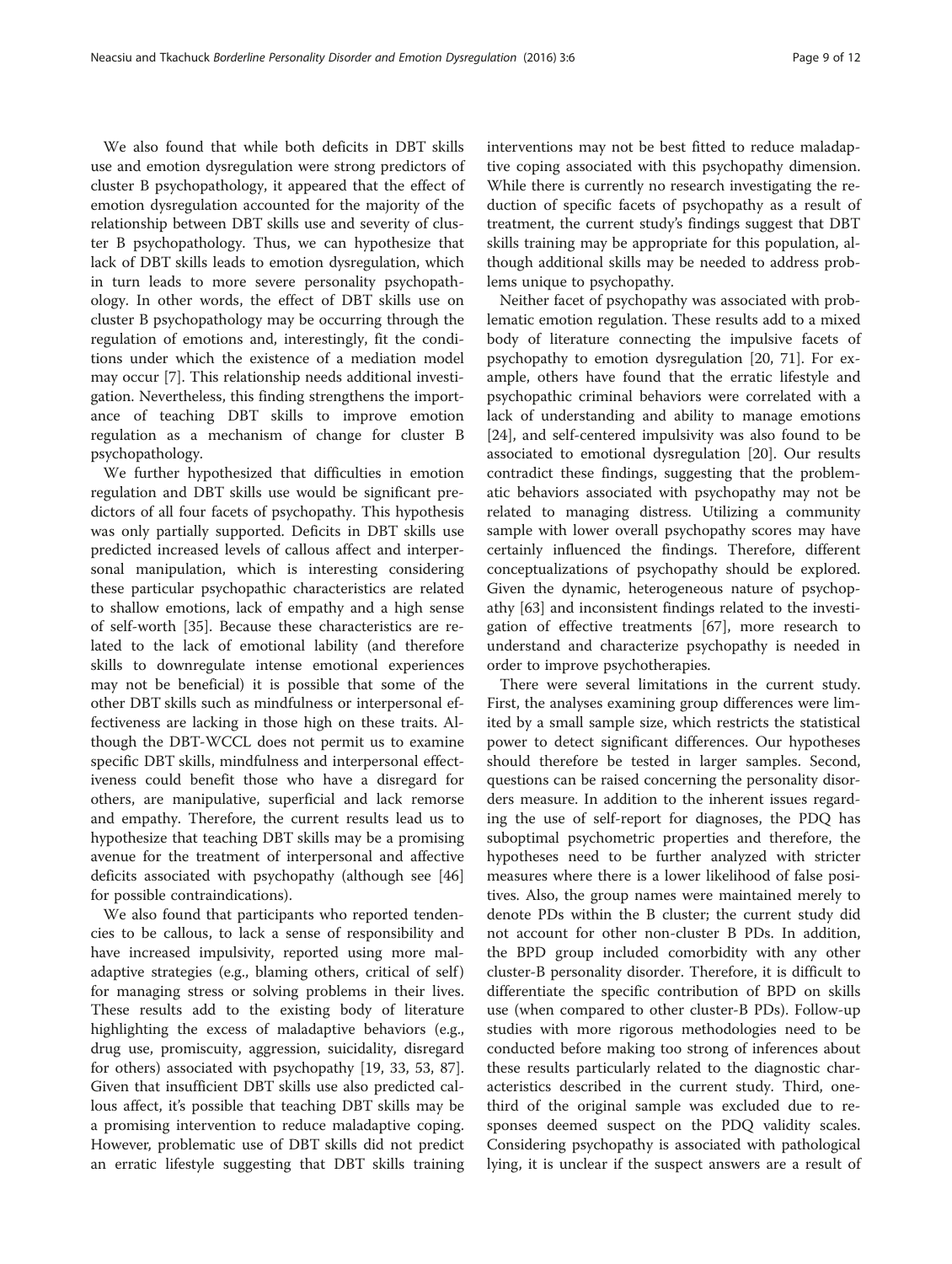We also found that while both deficits in DBT skills use and emotion dysregulation were strong predictors of cluster B psychopathology, it appeared that the effect of emotion dysregulation accounted for the majority of the relationship between DBT skills use and severity of cluster B psychopathology. Thus, we can hypothesize that lack of DBT skills leads to emotion dysregulation, which in turn leads to more severe personality psychopathology. In other words, the effect of DBT skills use on cluster B psychopathology may be occurring through the regulation of emotions and, interestingly, fit the conditions under which the existence of a mediation model may occur [7]. This relationship needs additional investigation. Nevertheless, this finding strengthens the importance of teaching DBT skills to improve emotion regulation as a mechanism of change for cluster B psychopathology.

We further hypothesized that difficulties in emotion regulation and DBT skills use would be significant predictors of all four facets of psychopathy. This hypothesis was only partially supported. Deficits in DBT skills use predicted increased levels of callous affect and interpersonal manipulation, which is interesting considering these particular psychopathic characteristics are related to shallow emotions, lack of empathy and a high sense of self-worth [35]. Because these characteristics are related to the lack of emotional lability (and therefore skills to downregulate intense emotional experiences may not be beneficial) it is possible that some of the other DBT skills such as mindfulness or interpersonal effectiveness are lacking in those high on these traits. Although the DBT-WCCL does not permit us to examine specific DBT skills, mindfulness and interpersonal effectiveness could benefit those who have a disregard for others, are manipulative, superficial and lack remorse and empathy. Therefore, the current results lead us to hypothesize that teaching DBT skills may be a promising avenue for the treatment of interpersonal and affective deficits associated with psychopathy (although see [46] for possible contraindications).

We also found that participants who reported tendencies to be callous, to lack a sense of responsibility and have increased impulsivity, reported using more maladaptive strategies (e.g., blaming others, critical of self) for managing stress or solving problems in their lives. These results add to the existing body of literature highlighting the excess of maladaptive behaviors (e.g., drug use, promiscuity, aggression, suicidality, disregard for others) associated with psychopathy [19, 33, 53, 87]. Given that insufficient DBT skills use also predicted callous affect, it's possible that teaching DBT skills may be a promising intervention to reduce maladaptive coping. However, problematic use of DBT skills did not predict an erratic lifestyle suggesting that DBT skills training interventions may not be best fitted to reduce maladaptive coping associated with this psychopathy dimension. While there is currently no research investigating the reduction of specific facets of psychopathy as a result of treatment, the current study's findings suggest that DBT skills training may be appropriate for this population, although additional skills may be needed to address problems unique to psychopathy.

Neither facet of psychopathy was associated with problematic emotion regulation. These results add to a mixed body of literature connecting the impulsive facets of psychopathy to emotion dysregulation [20, 71]. For example, others have found that the erratic lifestyle and psychopathic criminal behaviors were correlated with a lack of understanding and ability to manage emotions [24], and self-centered impulsivity was also found to be associated to emotional dysregulation [20]. Our results contradict these findings, suggesting that the problematic behaviors associated with psychopathy may not be related to managing distress. Utilizing a community sample with lower overall psychopathy scores may have certainly influenced the findings. Therefore, different conceptualizations of psychopathy should be explored. Given the dynamic, heterogeneous nature of psychopathy [63] and inconsistent findings related to the investigation of effective treatments [67], more research to understand and characterize psychopathy is needed in order to improve psychotherapies.

There were several limitations in the current study. First, the analyses examining group differences were limited by a small sample size, which restricts the statistical power to detect significant differences. Our hypotheses should therefore be tested in larger samples. Second, questions can be raised concerning the personality disorders measure. In addition to the inherent issues regarding the use of self-report for diagnoses, the PDQ has suboptimal psychometric properties and therefore, the hypotheses need to be further analyzed with stricter measures where there is a lower likelihood of false positives. Also, the group names were maintained merely to denote PDs within the B cluster; the current study did not account for other non-cluster B PDs. In addition, the BPD group included comorbidity with any other cluster-B personality disorder. Therefore, it is difficult to differentiate the specific contribution of BPD on skills use (when compared to other cluster-B PDs). Follow-up studies with more rigorous methodologies need to be conducted before making too strong of inferences about these results particularly related to the diagnostic characteristics described in the current study. Third, one-third of the original sample was excluded due to responses deemed suspect on the PDQ validity scales. Considering psychopathy is associated with pathological lying, it is unclear if the suspect answers are a result of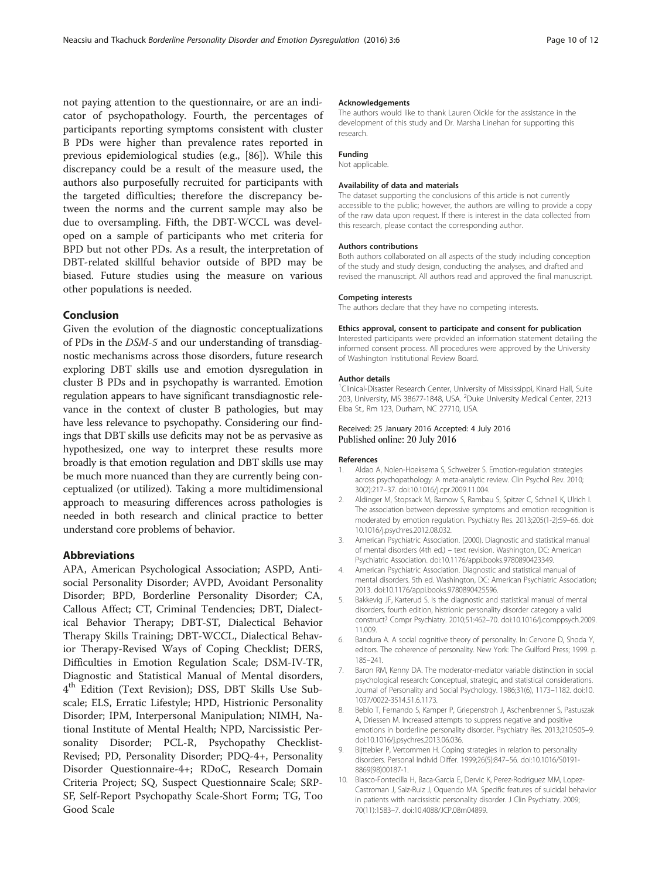not paying attention to the questionnaire, or are an indicator of psychopathology. Fourth, the percentages of participants reporting symptoms consistent with cluster B PDs were higher than prevalence rates reported in previous epidemiological studies (e.g., [86]). While this discrepancy could be a result of the measure used, the authors also purposefully recruited for participants with the targeted difficulties; therefore the discrepancy between the norms and the current sample may also be due to oversampling. Fifth, the DBT-WCCL was developed on a sample of participants who met criteria for BPD but not other PDs. As a result, the interpretation of DBT-related skillful behavior outside of BPD may be biased. Future studies using the measure on various other populations is needed.

## Conclusion

Given the evolution of the diagnostic conceptualizations of PDs in the *DSM-5* and our understanding of transdiagnostic mechanisms across those disorders, future research exploring DBT skills use and emotion dysregulation in cluster B PDs and in psychopathy is warranted. Emotion regulation appears to have significant transdiagnostic relevance in the context of cluster B pathologies, but may have less relevance to psychopathy. Considering our findings that DBT skills use deficits may not be as pervasive as hypothesized, one way to interpret these results more broadly is that emotion regulation and DBT skills use may be much more nuanced than they are currently being conceptualized (or utilized). Taking a more multidimensional approach to measuring differences across pathologies is needed in both research and clinical practice to better understand core problems of behavior.

## Abbreviations

APA, American Psychological Association; ASPD, Antisocial Personality Disorder; AVPD, Avoidant Personality Disorder; BPD, Borderline Personality Disorder; CA, Callous Affect; CT, Criminal Tendencies; DBT, Dialectical Behavior Therapy; DBT-ST, Dialectical Behavior Therapy Skills Training; DBT-WCCL, Dialectical Behavior Therapy-Revised Ways of Coping Checklist; DERS, Difficulties in Emotion Regulation Scale; DSM-IV-TR, Diagnostic and Statistical Manual of Mental disorders, 4th Edition (Text Revision); DSS, DBT Skills Use Subscale; ELS, Erratic Lifestyle; HPD, Histrionic Personality Disorder; IPM, Interpersonal Manipulation; NIMH, National Institute of Mental Health; NPD, Narcissistic Personality Disorder; PCL-R, Psychopathy Checklist-Revised; PD, Personality Disorder; PDQ-4+, Personality Disorder Questionnaire-4+; RDoC, Research Domain Criteria Project; SQ, Suspect Questionnaire Scale; SRP-SF, Self-Report Psychopathy Scale-Short Form; TG, Too Good Scale

### Acknowledgements

The authors would like to thank Lauren Oickle for the assistance in the development of this study and Dr. Marsha Linehan for supporting this research.

### Funding

Not applicable.

### Availability of data and materials

The dataset supporting the conclusions of this article is not currently accessible to the public; however, the authors are willing to provide a copy of the raw data upon request. If there is interest in the data collected from this research, please contact the corresponding author.

### Authors contributions

Both authors collaborated on all aspects of the study including conception of the study and study design, conducting the analyses, and drafted and revised the manuscript. All authors read and approved the final manuscript.

### Competing interests

The authors declare that they have no competing interests.

### Ethics approval, consent to participate and consent for publication

Interested participants were provided an information statement detailing the informed consent process. All procedures were approved by the University of Washington Institutional Review Board.

### Author details

[1]Clinical-Disaster Research Center, University of Mississippi, Kinard Hall, Suite 203, University, MS 38677-1848, USA. [2]Duke University Medical Center, 2213 Elba St., Rm 123, Durham, NC 27710, USA.

Received: 25 January 2016 Accepted: 4 July 2016
Published online: 20 July 2016

### References

1. Aldao A, Nolen-Hoeksema S, Schweizer S. Emotion-regulation strategies across psychopathology: A meta-analytic review. Clin Psychol Rev. 2010; 30(2):217–37. doi:10.1016/j.cpr.2009.11.004.
2. Aldinger M, Stopsack M, Barnow S, Rambau S, Spitzer C, Schnell K, Ulrich I. The association between depressive symptoms and emotion recognition is moderated by emotion regulation. Psychiatry Res. 2013;205(1-2):59–66. doi: 10.1016/j.psychres.2012.08.032.
3. American Psychiatric Association. (2000). Diagnostic and statistical manual of mental disorders (4th ed.) – text revision. Washington, DC: American Psychiatric Association. doi:10.1176/appi.books.9780890423349.
4. American Psychiatric Association. Diagnostic and statistical manual of mental disorders. 5th ed. Washington, DC: American Psychiatric Association; 2013. doi:10.1176/appi.books.9780890425596.
5. Bakkevig JF, Karterud S. Is the diagnostic and statistical manual of mental disorders, fourth edition, histrionic personality disorder category a valid construct? Compr Psychiatry. 2010;51:462–70. doi:10.1016/j.comppsych.2009.11.009.
6. Bandura A. A social cognitive theory of personality. In: Cervone D, Shoda Y, editors. The coherence of personality. New York: The Guilford Press; 1999. p. 185–241.
7. Baron RM, Kenny DA. The moderator-mediator variable distinction in social psychological research: Conceptual, strategic, and statistical considerations. Journal of Personality and Social Psychology. 1986;31(6), 1173–1182. doi:10.1037/0022-3514.51.6.1173.
8. Beblo T, Fernando S, Kamper P, Griepenstroh J, Aschenbrenner S, Pastuszak A, Driessen M. Increased attempts to suppress negative and positive emotions in borderline personality disorder. Psychiatry Res. 2013;210:505–9. doi:10.1016/j.psychres.2013.06.036.
9. Bijttebier P, Vertommen H. Coping strategies in relation to personality disorders. Personal Individ Differ. 1999;26(5):847–56. doi:10.1016/S0191-8869(98)00187-1.
10. Blasco-Fontecilla H, Baca-Garcia E, Dervic K, Perez-Rodriguez MM, Lopez-Castroman J, Saiz-Ruiz J, Oquendo MA. Specific features of suicidal behavior in patients with narcissistic personality disorder. J Clin Psychiatry. 2009; 70(11):1583–7. doi:10.4088/JCP.08m04899.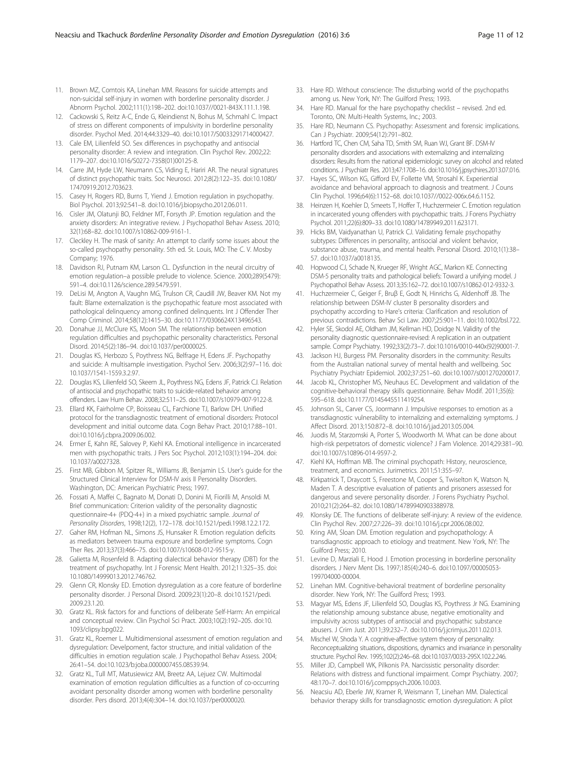11. Brown MZ, Comtois KA, Linehan MM. Reasons for suicide attempts and non-suicidal self-injury in women with borderline personality disorder. J Abnorm Psychol. 2002;111(1):198–202. doi:10.1037//0021-843X.111.1.198.
12. Cackowski S, Reitz A-C, Ende G, Kleindienst N, Bohus M, Schmahl C. Impact of stress on different components of impulsivity in borderline personality disorder. Psychol Med. 2014;44:3329–40. doi:10.1017/S0033291714000427.
13. Cale EM, Lilienfeld SO. Sex differences in psychopathy and antisocial personality disorder: A review and integration. Clin Psychol Rev. 2002;22: 1179–207. doi:10.1016/S0272-7358(01)00125-8.
14. Carre JM, Hyde LW, Neumann CS, Viding E, Hariri AR. The neural signatures of distinct psychopathic traits. Soc Neurosci. 2012;8(2):122–35. doi:10.1080/17470919.2012.703623.
15. Casey H, Rogers RD, Burns T, Yiend J. Emotion regulation in psychopathy. Biol Psychol. 2013;92:541–8. doi:10.1016/j.biopsycho.2012.06.011.
16. Cisler JM, Olatunji BO, Feldner MT, Forsyth JP. Emotion regulation and the anxiety disorders: An integrative review. J Psychopathol Behav Assess. 2010; 32(1):68–82. doi:10.1007/s10862-009-9161-1.
17. Cleckley H. The mask of sanity: An attempt to clarify some issues about the so-called psychopathy personality. 5th ed. St. Louis, MO: The C. V. Mosby Company; 1976.
18. Davidson RJ, Putnam KM, Larson CL. Dysfunction in the neural circuitry of emotion regulation–a possible prelude to violence. Science. 2000;289(5479): 591–4. doi:10.1126/science.289.5479.591.
19. DeLisi M, Angton A, Vaughn MG, Trulson CR, Caudill JW, Beaver KM. Not my fault: Blame externalization is the psychopathic feature most associated with pathological delinquency among confined delinquents. Int J Offender Ther Comp Criminol. 2014;58(12):1415–30. doi:10.1177/0306624X13496543.
20. Donahue JJ, McClure KS, Moon SM. The relationship between emotion regulation difficulties and psychopathic personality characteristics. Personal Disord. 2014;5(2):186–94. doi:10.1037/per0000025.
21. Douglas KS, Herbozo S, Poythress NG, Belfrage H, Edens JF. Psychopathy and suicide: A multisample investigation. Psychol Serv. 2006;3(2):97–116. doi: 10.1037/1541-1559.3.2.97.
22. Douglas KS, Lilienfeld SO, Skeem JL, Poythress NG, Edens JF, Patrick CJ. Relation of antisocial and psychopathic traits to suicide-related behavior among offenders. Law Hum Behav. 2008;32:511–25. doi:10.1007/s10979-007-9122-8.
23. Ellard KK, Fairholme CP, Boisseau CL, Farchione TJ, Barlow DH. Unified protocol for the transdiagnostic treatment of emotional disorders: Protocol development and initial outcome data. Cogn Behav Pract. 2010;17:88–101. doi:10.1016/j.cbpra.2009.06.002.
24. Ermer E, Kahn RE, Salovey P, Kiehl KA. Emotional intelligence in incarcerated men with psychopathic traits. J Pers Soc Psychol. 2012;103(1):194–204. doi: 10.1037/a0027328.
25. First MB, Gibbon M, Spitzer RL, Williams JB, Benjamin LS. User's guide for the Structured Clinical Interview for DSM-IV axis II Personality Disorders. Washington, DC: American Psychiatric Press; 1997.
26. Fossati A, Maffei C, Bagnato M, Donati D, Donini M, Fiorilli M, Ansoldi M. Brief communication: Criterion validity of the personality diagnostic questionnaire-4+ (PDQ-4+) in a mixed psychiatric sample. *Journal of Personality Disorders*, 1998;12(2), 172–178. doi:10.1521/pedi.1998.12.2.172.
27. Gaher RM, Hofman NL, Simons JS, Hunsaker R. Emotion regulation deficits as mediators between trauma exposure and borderline symptoms. Cogn Ther Res. 2013;37(3):466–75. doi:10.1007/s10608-012-9515-y.
28. Galietta M, Rosenfeld B. Adapting dialectical behavior therapy (DBT) for the treatment of psychopathy. Int J Forensic Ment Health. 2012;11:325–35. doi: 10.1080/14999013.2012.746762.
29. Glenn CR, Klonsky ED. Emotion dysregulation as a core feature of borderline personality disorder. J Personal Disord. 2009;23(1):20–8. doi:10.1521/pedi.2009.23.1.20.
30. Gratz KL. Risk factors for and functions of deliberate Self-Harm: An empirical and conceptual review. Clin Psychol Sci Pract. 2003;10(2):192–205. doi:10.1093/clipsy.bpg022.
31. Gratz KL, Roemer L. Multidimensional assessment of emotion regulation and dysregulation: Develpoment, factor structure, and initial validation of the difficulties in emotion regulation scale. J Psychopathol Behav Assess. 2004; 26:41–54. doi:10.1023/b:joba.0000007455.08539.94.
32. Gratz KL, Tull MT, Matusiewicz AM, Breetz AA, Lejuez CW. Multimodal examination of emotion regulation difficulties as a function of co-occurring avoidant personality disorder among women with borderline personality disorder. Pers disord. 2013;4(4):304–14. doi:10.1037/per0000020.
33. Hare RD. Without conscience: The disturbing world of the psychopaths among us. New York, NY: The Guilford Press; 1993.
34. Hare RD. Manual for the hare psychopathy checklist – revised. 2nd ed. Toronto, ON: Multi-Health Systems, Inc.; 2003.
35. Hare RD, Neumann CS. Psychopathy: Assessment and forensic implications. Can J Psychiatr. 2009;54(12):791–802.
36. Hartford TC, Chen CM, Saha TD, Smith SM, Ruan WJ, Grant BF. DSM-IV personality disorders and associations with externalizing and internalizing disorders: Results from the national epidemiologic survey on alcohol and related conditions. J Psychiatr Res. 2013;47:1708–16. doi:10.1016/j.jpsychires.2013.07.016.
37. Hayes SC, Wilson KG, Gifford EV, Follette VM, Strosahl K. Experiential avoidance and behavioral approach to diagnosis and treatment. J Couns Clin Psychol. 1996;64(6):1152–68. doi:10.1037//0022-006x.64.6.1152.
38. Heinzen H, Koehler D, Smeets T, Hoffer T, Huchzermeier C. Emotion regulation in incarcerated young offenders with psychopathic traits. J Forens Psychiatry Psychol. 2011;22(6):809–33. doi:10.1080/14789949.2011.623171.
39. Hicks BM, Vaidyanathan U, Patrick CJ. Validating female psychopathy subtypes: Differences in personality, antisocial and violent behavior, substance abuse, trauma, and mental health. Personal Disord. 2010;1(1):38–57. doi:10.1037/a0018135.
40. Hopwood CJ, Schade N, Krueger RF, Wright AGC, Markon KE. Connecting DSM-5 personality traits and pathological beliefs: Toward a unifying model. J Psychopathol Behav Assess. 2013;35:162–72. doi:10.1007/s10862-012-9332-3.
41. Huchzermeier C, Geiger F, Bruβ E, Godt N, Hinrichs G, Aldenhoff JB. The relationship between DSM-IV cluster B personality disorders and psychopathy according to Hare's criteria: Clarification and resolution of previous contradictions. Behav Sci Law. 2007;25:901–11. doi:10.1002/bsl.722.
42. Hyler SE, Skodol AE, Oldham JM, Kellman HD, Doidge N. Validity of the personality diagnostic questionnaire-revised: A replication in an outpatient sample. Compr Psychiatry. 1992;33(2):73–7. doi:10.1016/0010-440x(92)90001-7.
43. Jackson HJ, Burgess PM. Personality disorders in the community: Results from the Australian national survey of mental health and wellbeing. Soc Psychiatry Psychiatr Epidemiol. 2002;37:251–60. doi:10.1007/s001270200017.
44. Jacob KL, Christopher MS, Neuhaus EC. Development and validation of the cognitive-behavioral therapy skills questionnaire. Behav Modif. 2011;35(6): 595–618. doi:10.1177/0145445511419254.
45. Johnson SL, Carver CS, Joormann J. Impulsive responses to emotion as a transdiagnostic vulnerability to internalizing and externalizing symptoms. J Affect Disord. 2013;150:872–8. doi:10.1016/j.jad.2013.05.004.
46. Juodis M, Starzomski A, Porter S, Woodworth M. What can be done about high-risk perpetrators of domestic violence? J Fam Violence. 2014;29:381–90. doi:10.1007/s10896-014-9597-2.
47. Kiehl KA, Hoffman MB. The criminal psychopath: History, neuroscience, treatment, and economics. Jurimetrics. 2011;51:355–97.
48. Kirkpatrick T, Draycott S, Freestone M, Cooper S, Twiselton K, Watson N, Maden T. A descriptive evaluation of patients and prisoners assessed for dangerous and severe personality disorder. J Forens Psychiatry Psychol. 2010;21(2):264–82. doi:10.1080/14789940903388978.
49. Klonsky DE. The functions of deliberate self-injury: A review of the evidence. Clin Psychol Rev. 2007;27:226–39. doi:10.1016/j.cpr.2006.08.002.
50. Kring AM, Sloan DM. Emotion regulation and psychopathology: A transdiagnostic approach to etiology and treatment. New York, NY: The Guilford Press; 2010.
51. Levine D, Marziali E, Hood J. Emotion processing in borderline personality disorders. J Nerv Ment Dis. 1997;185(4):240–6. doi:10.1097/00005053-199704000-00004.
52. Linehan MM. Cognitive-behavioral treatment of borderline personality disorder. New York, NY: The Guilford Press; 1993.
53. Magyar MS, Edens JF, Lilienfeld SO, Douglas KS, Poythress Jr NG. Examining the relationship amoung substance abuse, negative emotionality and impulsivity across subtypes of antisocial and psychopathic substance abusers. J Crim Just. 2011;39:232–7. doi:10.1016/j.jcrimjus.2011.02.013.
54. Mischel W, Shoda Y. A cognitive-affective system theory of personality: Reconceptualizing situations, dispositions, dynamics and invariance in personality structure. Psychol Rev. 1995;102(2):246–68. doi:10.1037/0033-295X.102.2.246.
55. Miller JD, Campbell WK, Pilkonis PA. Narcissistic personality disorder: Relations with distress and functional impairment. Compr Psychiatry. 2007; 48:170–7. doi:10.1016/j.comppsych.2006.10.003.
56. Neacsiu AD, Eberle JW, Kramer R, Weismann T, Linehan MM. Dialectical behavior therapy skills for transdiagnostic emotion dysregulation: A pilot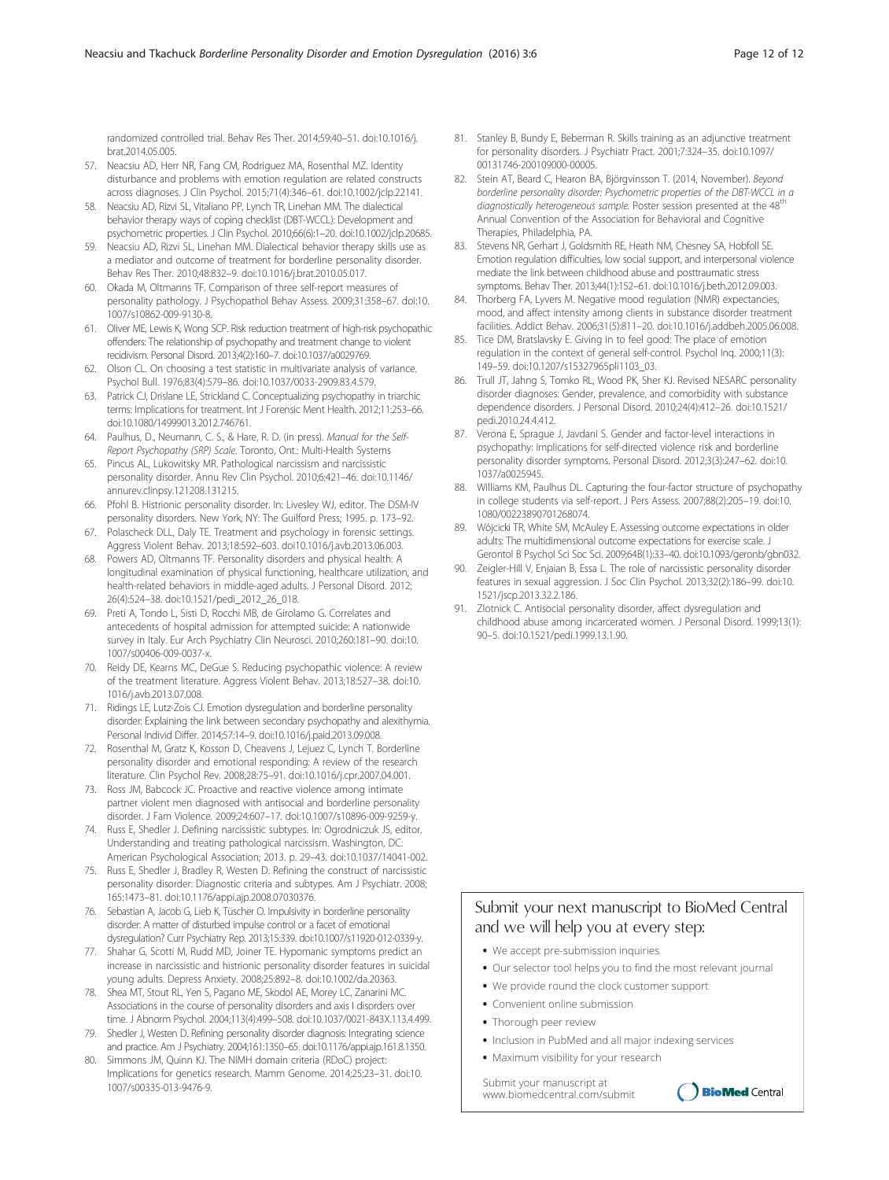randomized controlled trial. Behav Res Ther. 2014;59:40–51. doi:10.1016/j.brat.2014.05.005.

57. Neacsiu AD, Herr NR, Fang CM, Rodriguez MA, Rosenthal MZ. Identity disturbance and problems with emotion regulation are related constructs across diagnoses. J Clin Psychol. 2015;71(4):346–61. doi:10.1002/jclp.22141.
58. Neacsiu AD, Rizvi SL, Vitaliano PP, Lynch TR, Linehan MM. The dialectical behavior therapy ways of coping checklist (DBT-WCCL): Development and psychometric properties. J Clin Psychol. 2010;66(6):1–20. doi:10.1002/jclp.20685.
59. Neacsiu AD, Rizvi SL, Linehan MM. Dialectical behavior therapy skills use as a mediator and outcome of treatment for borderline personality disorder. Behav Res Ther. 2010;48:832–9. doi:10.1016/j.brat.2010.05.017.
60. Okada M, Oltmanns TF. Comparison of three self-report measures of personality pathology. J Psychopathol Behav Assess. 2009;31:358–67. doi:10.1007/s10862-009-9130-8.
61. Oliver ME, Lewis K, Wong SCP. Risk reduction treatment of high-risk psychopathic offenders: The relationship of psychopathy and treatment change to violent recidivism. Personal Disord. 2013;4(2):160–7. doi:10.1037/a0029769.
62. Olson CL. On choosing a test statistic in multivariate analysis of variance. Psychol Bull. 1976;83(4):579–86. doi:10.1037/0033-2909.83.4.579.
63. Patrick CJ, Drislane LE, Strickland C. Conceptualizing psychopathy in triarchic terms: Implications for treatment. Int J Forensic Ment Health. 2012;11:253–66. doi:10.1080/14999013.2012.746761.
64. Paulhus, D., Neumann, C. S., & Hare, R. D. (in press). *Manual for the Self-Report Psychopathy (SRP) Scale*. Toronto, Ont.: Multi-Health Systems
65. Pincus AL, Lukowitsky MR. Pathological narcissism and narcissistic personality disorder. Annu Rev Clin Psychol. 2010;6:421–46. doi:10.1146/annurev.clinpsy.121208.131215.
66. Pfohl B. Histrionic personality disorder. In: Livesley WJ, editor. The DSM-IV personality disorders. New York, NY: The Guilford Press; 1995. p. 173–92.
67. Polascheck DLL, Daly TE. Treatment and psychology in forensic settings. Aggress Violent Behav. 2013;18:592–603. doi10.1016/j.avb.2013.06.003.
68. Powers AD, Oltmanns TF. Personality disorders and physical health: A longitudinal examination of physical functioning, healthcare utilization, and health-related behaviors in middle-aged adults. J Personal Disord. 2012; 26(4):524–38. doi:10.1521/pedi_2012_26_018.
69. Preti A, Tondo L, Sisti D, Rocchi MB, de Girolamo G. Correlates and antecedents of hospital admission for attempted suicide: A nationwide survey in Italy. Eur Arch Psychiatry Clin Neurosci. 2010;260:181–90. doi:10.1007/s00406-009-0037-x.
70. Reidy DE, Kearns MC, DeGue S. Reducing psychopathic violence: A review of the treatment literature. Aggress Violent Behav. 2013;18:527–38. doi:10.1016/j.avb.2013.07.008.
71. Ridings LE, Lutz-Zois CJ. Emotion dysregulation and borderline personality disorder: Explaining the link between secondary psychopathy and alexithymia. Personal Individ Differ. 2014;57:14–9. doi:10.1016/j.paid.2013.09.008.
72. Rosenthal M, Gratz K, Kosson D, Cheavens J, Lejuez C, Lynch T. Borderline personality disorder and emotional responding: A review of the research literature. Clin Psychol Rev. 2008;28:75–91. doi:10.1016/j.cpr.2007.04.001.
73. Ross JM, Babcock JC. Proactive and reactive violence among intimate partner violent men diagnosed with antisocial and borderline personality disorder. J Fam Violence. 2009;24:607–17. doi:10.1007/s10896-009-9259-y.
74. Russ E, Shedler J. Defining narcissistic subtypes. In: Ogrodniczuk JS, editor. Understanding and treating pathological narcissism. Washington, DC: American Psychological Association; 2013. p. 29–43. doi:10.1037/14041-002.
75. Russ E, Shedler J, Bradley R, Westen D. Refining the construct of narcissistic personality disorder: Diagnostic criteria and subtypes. Am J Psychiatr. 2008; 165:1473–81. doi:10.1176/appi.ajp.2008.07030376.
76. Sebastian A, Jacob G, Lieb K, Tüscher O. Impulsivity in borderline personality disorder: A matter of disturbed impulse control or a facet of emotional dysregulation? Curr Psychiatry Rep. 2013;15:339. doi:10.1007/s11920-012-0339-y.
77. Shahar G, Scotti M, Rudd MD, Joiner TE. Hypomanic symptoms predict an increase in narcissistic and histrionic personality disorder features in suicidal young adults. Depress Anxiety. 2008;25:892–8. doi:10.1002/da.20363.
78. Shea MT, Stout RL, Yen S, Pagano ME, Skodol AE, Morey LC, Zanarini MC. Associations in the course of personality disorders and axis I disorders over time. J Abnorm Psychol. 2004;113(4):499–508. doi:10.1037/0021-843X.113.4.499.
79. Shedler J, Westen D. Refining personality disorder diagnosis: Integrating science and practice. Am J Psychiatry. 2004;161:1350–65. doi:10.1176/appi.ajp.161.8.1350.
80. Simmons JM, Quinn KJ. The NIMH domain criteria (RDoC) project: Implications for genetics research. Mamm Genome. 2014;25:23–31. doi:10.1007/s00335-013-9476-9.
81. Stanley B, Bundy E, Beberman R. Skills training as an adjunctive treatment for personality disorders. J Psychiatr Pract. 2001;7:324–35. doi:10.1097/00131746-200109000-00005.
82. Stein AT, Beard C, Hearon BA, Björgvinsson T. (2014, November). *Beyond borderline personality disorder: Psychometric properties of the DBT-WCCL in a diagnostically heterogeneous sample*. Poster session presented at the 48th Annual Convention of the Association for Behavioral and Cognitive Therapies, Philadelphia, PA.
83. Stevens NR, Gerhart J, Goldsmith RE, Heath NM, Chesney SA, Hobfoll SE. Emotion regulation difficulties, low social support, and interpersonal violence mediate the link between childhood abuse and posttraumatic stress symptoms. Behav Ther. 2013;44(1):152–61. doi:10.1016/j.beth.2012.09.003.
84. Thorberg FA, Lyvers M. Negative mood regulation (NMR) expectancies, mood, and affect intensity among clients in substance disorder treatment facilities. Addict Behav. 2006;31(5):811–20. doi:10.1016/j.addbeh.2005.06.008.
85. Tice DM, Bratslavsky E. Giving in to feel good: The place of emotion regulation in the context of general self-control. Psychol Inq. 2000;11(3): 149–59. doi:10.1207/s15327965pli1103_03.
86. Trull JT, Jahng S, Tomko RL, Wood PK, Sher KJ. Revised NESARC personality disorder diagnoses: Gender, prevalence, and comorbidity with substance dependence disorders. J Personal Disord. 2010;24(4):412–26. doi:10.1521/pedi.2010.24.4.412.
87. Verona E, Sprague J, Javdani S. Gender and factor-level interactions in psychopathy: Implications for self-directed violence risk and borderline personality disorder symptoms. Personal Disord. 2012;3(3):247–62. doi:10.1037/a0025945.
88. Williams KM, Paulhus DL. Capturing the four-factor structure of psychopathy in college students via self-report. J Pers Assess. 2007;88(2):205–19. doi:10.1080/00223890701268074.
89. Wójcicki TR, White SM, McAuley E. Assessing outcome expectations in older adults: The multidimensional outcome expectations for exercise scale. J Gerontol B Psychol Sci Soc Sci. 2009;64B(1):33–40. doi:10.1093/geronb/gbn032.
90. Zeigler-Hill V, Enjaian B, Essa L. The role of narcissistic personality disorder features in sexual aggression. J Soc Clin Psychol. 2013;32(2):186–99. doi:10.1521/jscp.2013.32.2.186.
91. Zlotnick C. Antisocial personality disorder, affect dysregulation and childhood abuse among incarcerated women. J Personal Disord. 1999;13(1): 90–5. doi:10.1521/pedi.1999.13.1.90.

## Submit your next manuscript to BioMed Central and we will help you at every step:

- We accept pre-submission inquiries
- Our selector tool helps you to find the most relevant journal
- We provide round the clock customer support
- Convenient online submission
- Thorough peer review
- Inclusion in PubMed and all major indexing services
- Maximum visibility for your research

Submit your manuscript at www.biomedcentral.com/submit

BioMed Central